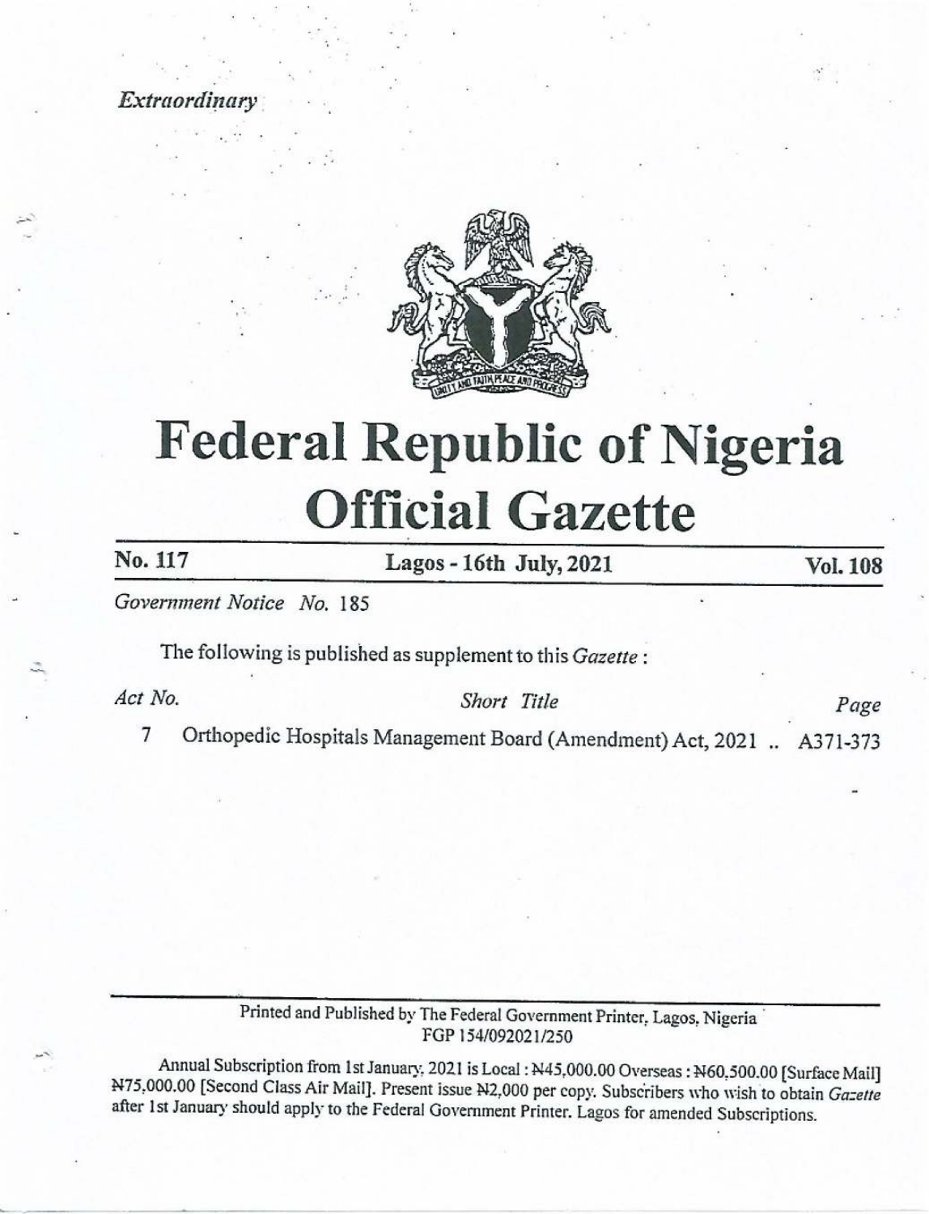*Extraordinary*

# Federal Republic of Nigeria Official Gazette

**No. 117** — **Lagos - 16th July, 2021** — **Vol. 108**

*Government Notice No.* 185

The following is published as supplement to this *Gazette* :

| *Act No.* | *Short Title* | *Page* |
|---|---|---|
| 7 | Orthopedic Hospitals Management Board (Amendment) Act, 2021 .. | A371-373 |

Printed and Published by The Federal Government Printer, Lagos, Nigeria
FGP 154/092021/250

Annual Subscription from 1st January, 2021 is Local : ₦45,000.00 Overseas : ₦60,500.00 [Surface Mail] ₦75,000.00 [Second Class Air Mail]. Present issue ₦2,000 per copy. Subscribers who wish to obtain *Gazette* after 1st January should apply to the Federal Government Printer, Lagos for amended Subscriptions.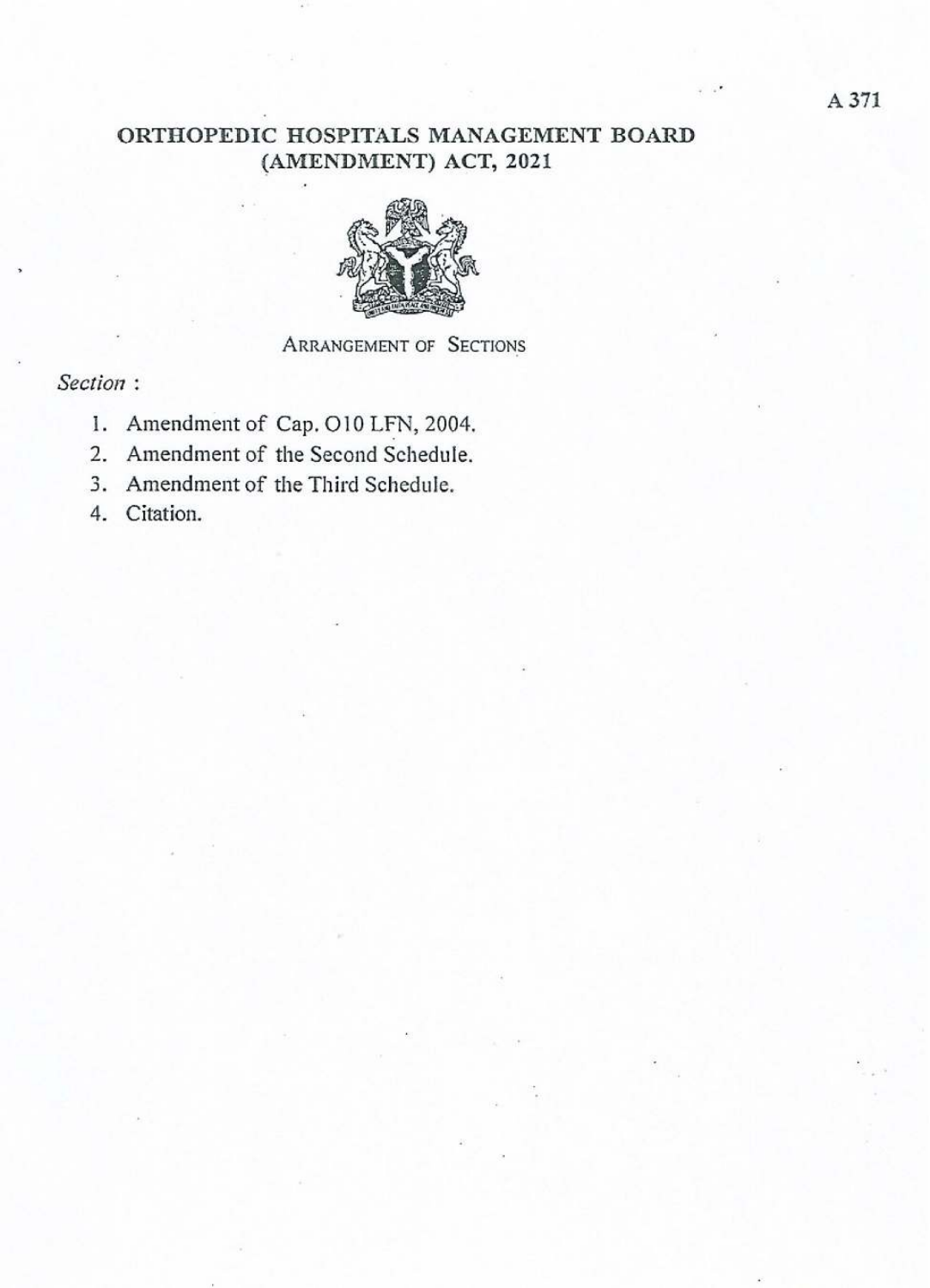# ORTHOPEDIC HOSPITALS MANAGEMENT BOARD (AMENDMENT) ACT, 2021

ARRANGEMENT OF SECTIONS

*Section* :

1. Amendment of Cap. O10 LFN, 2004.
2. Amendment of the Second Schedule.
3. Amendment of the Third Schedule.
4. Citation.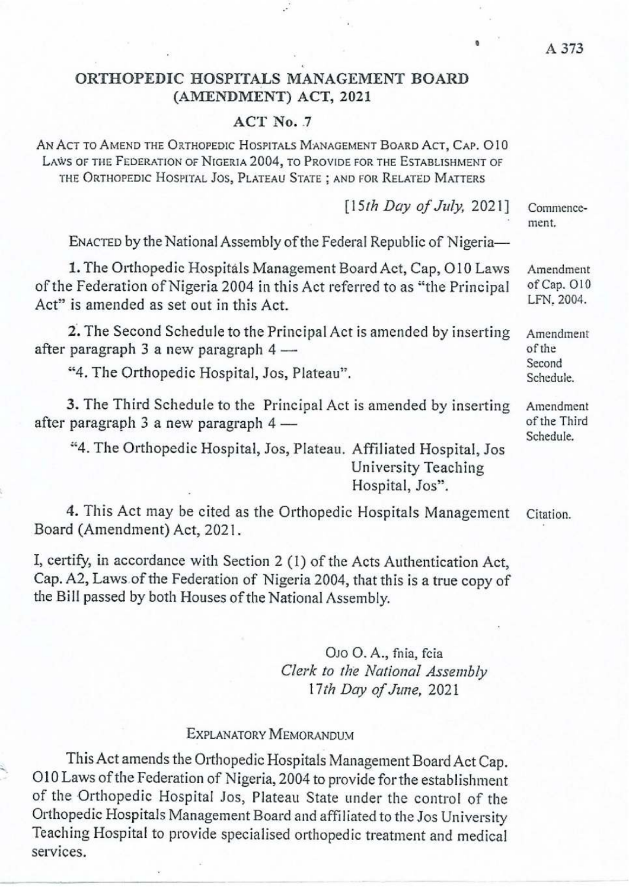# ORTHOPEDIC HOSPITALS MANAGEMENT BOARD (AMENDMENT) ACT, 2021

## ACT No. 7

AN ACT TO AMEND THE ORTHOPEDIC HOSPITALS MANAGEMENT BOARD ACT, CAP. O10 LAWS OF THE FEDERATION OF NIGERIA 2004, TO PROVIDE FOR THE ESTABLISHMENT OF THE ORTHOPEDIC HOSPITAL JOS, PLATEAU STATE ; AND FOR RELATED MATTERS

[*15th Day of July*, 2021] — Commencement.

ENACTED by the National Assembly of the Federal Republic of Nigeria—

**1.** The Orthopedic Hospitals Management Board Act, Cap, O10 Laws of the Federation of Nigeria 2004 in this Act referred to as "the Principal Act" is amended as set out in this Act. — *Amendment of Cap. O10 LFN, 2004.*

**2.** The Second Schedule to the Principal Act is amended by inserting after paragraph 3 a new paragraph 4 — *Amendment of the Second Schedule.*

"4. The Orthopedic Hospital, Jos, Plateau".

**3.** The Third Schedule to the Principal Act is amended by inserting after paragraph 3 a new paragraph 4 — *Amendment of the Third Schedule.*

"4. The Orthopedic Hospital, Jos, Plateau. Affiliated Hospital, Jos University Teaching Hospital, Jos".

**4.** This Act may be cited as the Orthopedic Hospitals Management Board (Amendment) Act, 2021. — *Citation.*

I, certify, in accordance with Section 2 (1) of the Acts Authentication Act, Cap. A2, Laws of the Federation of Nigeria 2004, that this is a true copy of the Bill passed by both Houses of the National Assembly.

OJO O. A., fnia, fcia  
*Clerk to the National Assembly*  
*17th Day of June*, 2021

### EXPLANATORY MEMORANDUM

This Act amends the Orthopedic Hospitals Management Board Act Cap. O10 Laws of the Federation of Nigeria, 2004 to provide for the establishment of the Orthopedic Hospital Jos, Plateau State under the control of the Orthopedic Hospitals Management Board and affiliated to the Jos University Teaching Hospital to provide specialised orthopedic treatment and medical services.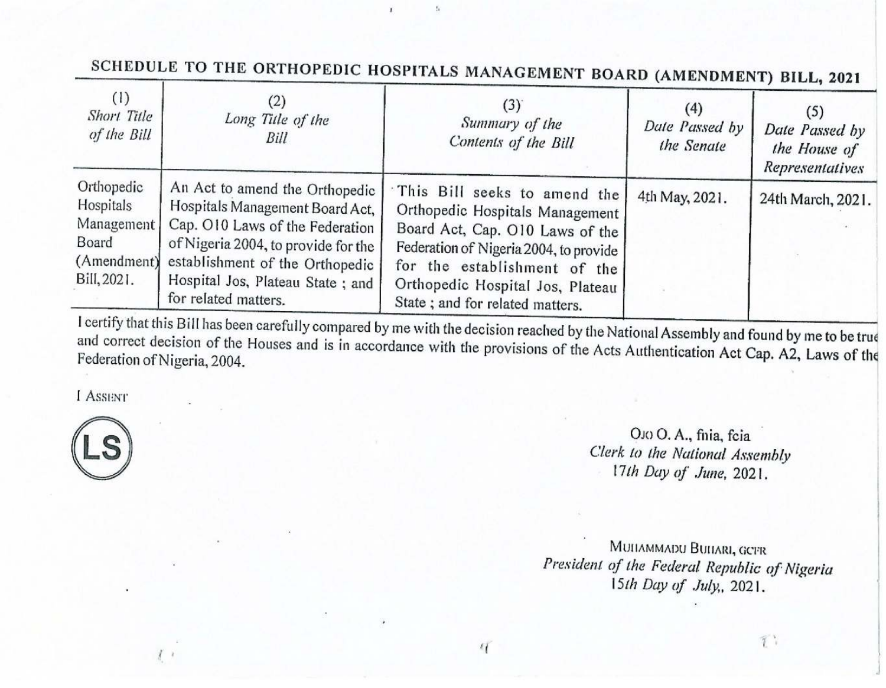## SCHEDULE TO THE ORTHOPEDIC HOSPITALS MANAGEMENT BOARD (AMENDMENT) BILL, 2021

| (1) *Short Title of the Bill* | (2) *Long Title of the Bill* | (3) *Summary of the Contents of the Bill* | (4) *Date Passed by the Senate* | (5) *Date Passed by the House of Representatives* |
|---|---|---|---|---|
| Orthopedic Hospitals Management Board (Amendment) Bill, 2021. | An Act to amend the Orthopedic Hospitals Management Board Act, Cap. O10 Laws of the Federation of Nigeria 2004, to provide for the establishment of the Orthopedic Hospital Jos, Plateau State ; and for related matters. | This Bill seeks to amend the Orthopedic Hospitals Management Board Act, Cap. O10 Laws of the Federation of Nigeria 2004, to provide for the establishment of the Orthopedic Hospital Jos, Plateau State ; and for related matters. | 4th May, 2021. | 24th March, 2021. |

I certify that this Bill has been carefully compared by me with the decision reached by the National Assembly and found by me to be true and correct decision of the Houses and is in accordance with the provisions of the Acts Authentication Act Cap. A2, Laws of the Federation of Nigeria, 2004.

I ASSENT

(LS)

OJO O. A., fnia, fcia
*Clerk to the National Assembly*
*17th Day of June,* 2021.

MUHAMMADU BUHARI, GCFR
*President of the Federal Republic of Nigeria*
*15th Day of July,,* 2021.